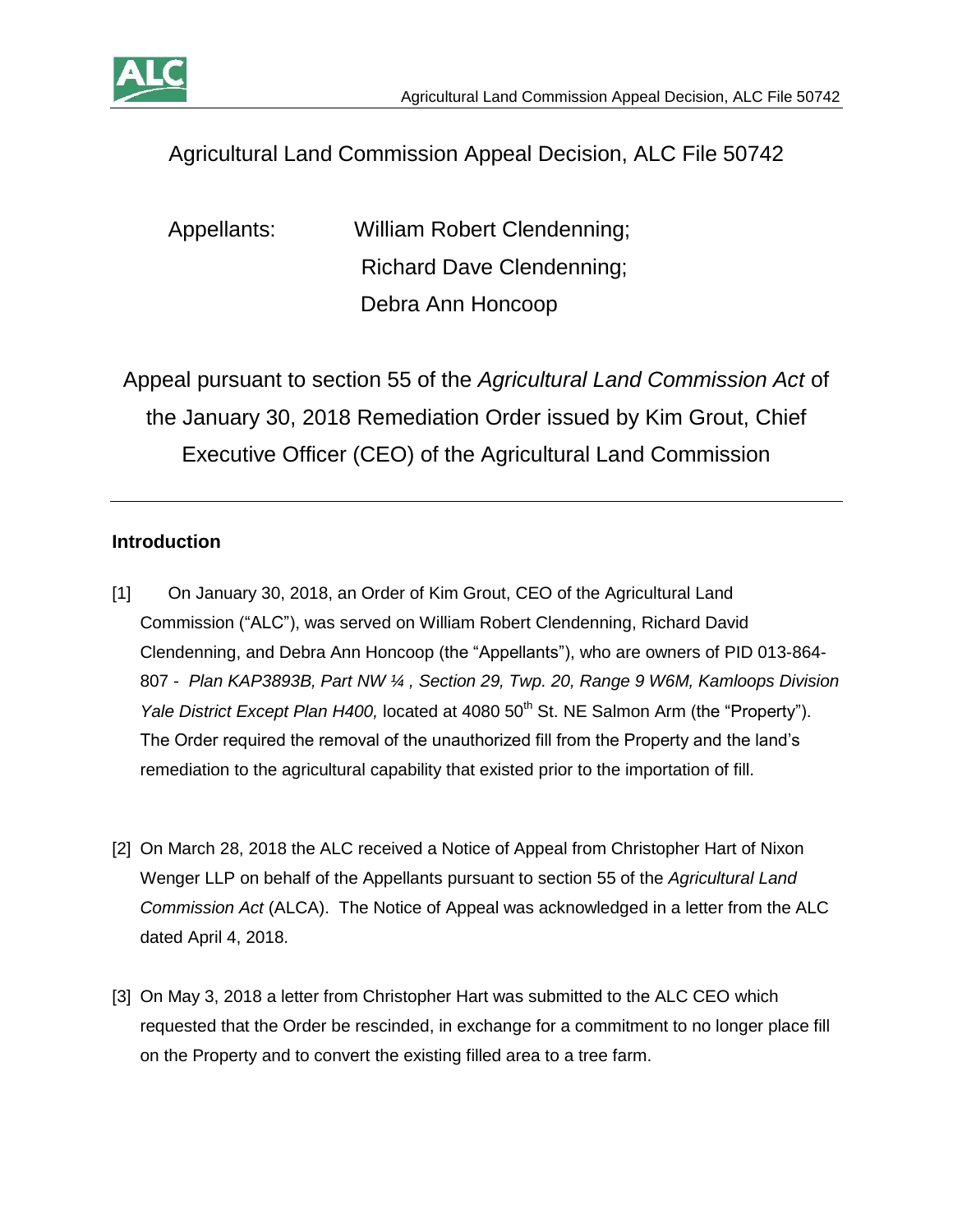# Agricultural Land Commission Appeal Decision, ALC File 50742

Appellants: William Robert Clendenning;
Richard Dave Clendenning;
Debra Ann Honcoop

Appeal pursuant to section 55 of the *Agricultural Land Commission Act* of the January 30, 2018 Remediation Order issued by Kim Grout, Chief Executive Officer (CEO) of the Agricultural Land Commission

---

## Introduction

[1] On January 30, 2018, an Order of Kim Grout, CEO of the Agricultural Land Commission ("ALC"), was served on William Robert Clendenning, Richard David Clendenning, and Debra Ann Honcoop (the "Appellants"), who are owners of PID 013-864-807 - *Plan KAP3893B, Part NW ¼ , Section 29, Twp. 20, Range 9 W6M, Kamloops Division Yale District Except Plan H400,* located at 4080 50th St. NE Salmon Arm (the "Property"). The Order required the removal of the unauthorized fill from the Property and the land's remediation to the agricultural capability that existed prior to the importation of fill.

[2] On March 28, 2018 the ALC received a Notice of Appeal from Christopher Hart of Nixon Wenger LLP on behalf of the Appellants pursuant to section 55 of the *Agricultural Land Commission Act* (ALCA). The Notice of Appeal was acknowledged in a letter from the ALC dated April 4, 2018.

[3] On May 3, 2018 a letter from Christopher Hart was submitted to the ALC CEO which requested that the Order be rescinded, in exchange for a commitment to no longer place fill on the Property and to convert the existing filled area to a tree farm.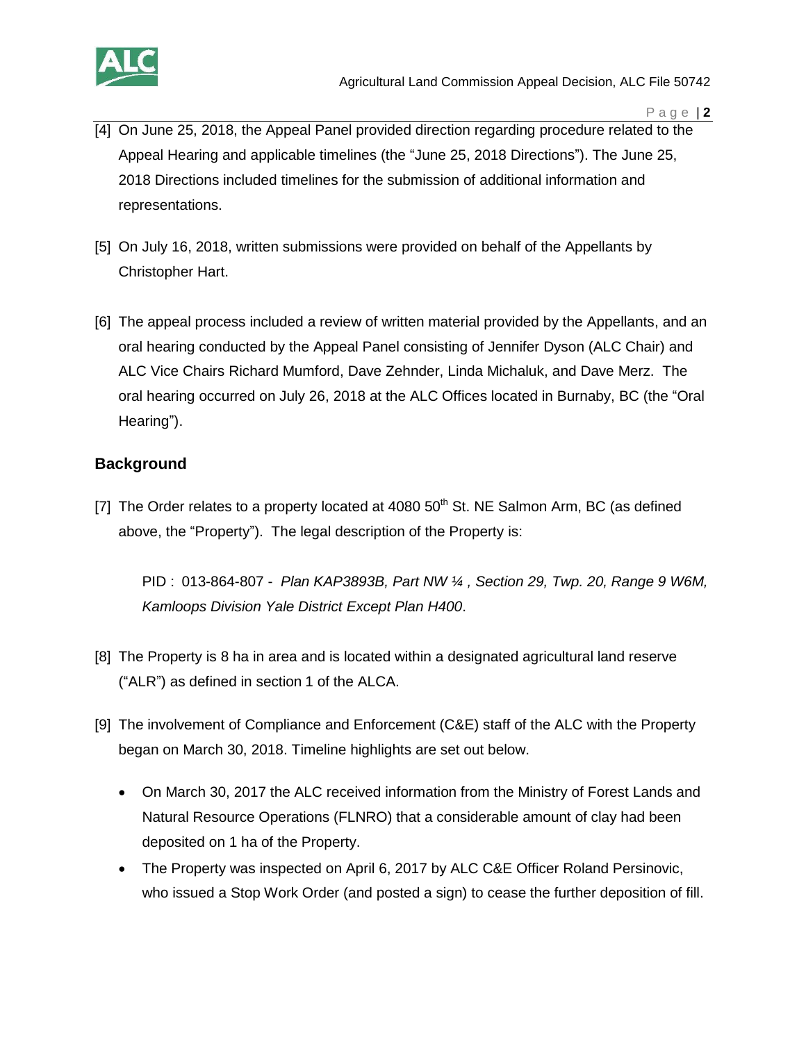[4] On June 25, 2018, the Appeal Panel provided direction regarding procedure related to the Appeal Hearing and applicable timelines (the "June 25, 2018 Directions"). The June 25, 2018 Directions included timelines for the submission of additional information and representations.

[5] On July 16, 2018, written submissions were provided on behalf of the Appellants by Christopher Hart.

[6] The appeal process included a review of written material provided by the Appellants, and an oral hearing conducted by the Appeal Panel consisting of Jennifer Dyson (ALC Chair) and ALC Vice Chairs Richard Mumford, Dave Zehnder, Linda Michaluk, and Dave Merz. The oral hearing occurred on July 26, 2018 at the ALC Offices located in Burnaby, BC (the "Oral Hearing").

## Background

[7] The Order relates to a property located at 4080 50th St. NE Salmon Arm, BC (as defined above, the "Property"). The legal description of the Property is:

PID : 013-864-807 - *Plan KAP3893B, Part NW ¼ , Section 29, Twp. 20, Range 9 W6M, Kamloops Division Yale District Except Plan H400*.

[8] The Property is 8 ha in area and is located within a designated agricultural land reserve ("ALR") as defined in section 1 of the ALCA.

[9] The involvement of Compliance and Enforcement (C&E) staff of the ALC with the Property began on March 30, 2018. Timeline highlights are set out below.

- On March 30, 2017 the ALC received information from the Ministry of Forest Lands and Natural Resource Operations (FLNRO) that a considerable amount of clay had been deposited on 1 ha of the Property.
- The Property was inspected on April 6, 2017 by ALC C&E Officer Roland Persinovic, who issued a Stop Work Order (and posted a sign) to cease the further deposition of fill.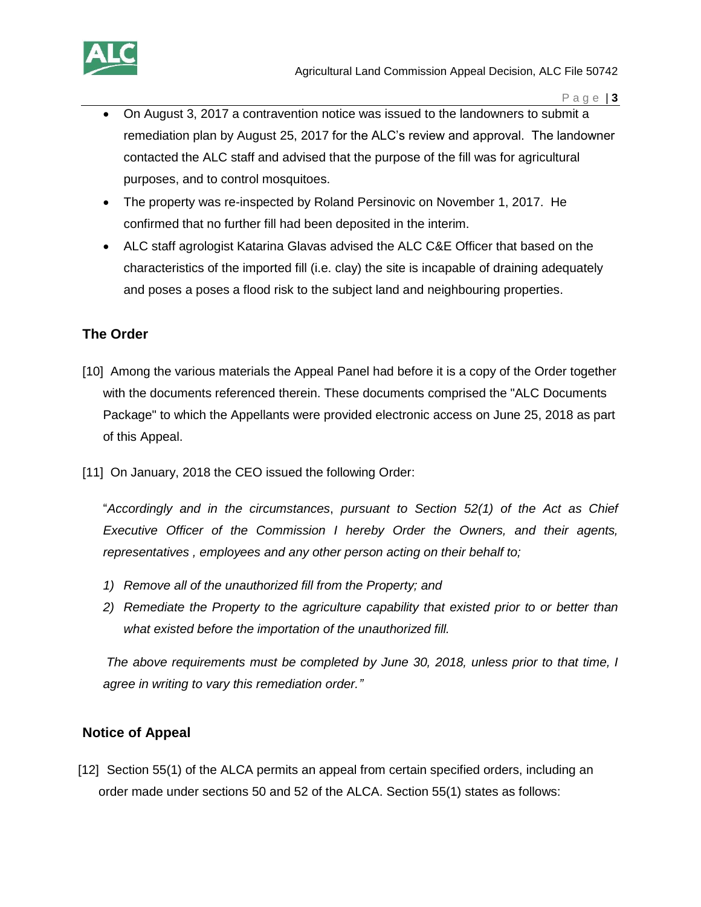- On August 3, 2017 a contravention notice was issued to the landowners to submit a remediation plan by August 25, 2017 for the ALC's review and approval. The landowner contacted the ALC staff and advised that the purpose of the fill was for agricultural purposes, and to control mosquitoes.
- The property was re-inspected by Roland Persinovic on November 1, 2017. He confirmed that no further fill had been deposited in the interim.
- ALC staff agrologist Katarina Glavas advised the ALC C&E Officer that based on the characteristics of the imported fill (i.e. clay) the site is incapable of draining adequately and poses a poses a flood risk to the subject land and neighbouring properties.

## The Order

[10] Among the various materials the Appeal Panel had before it is a copy of the Order together with the documents referenced therein. These documents comprised the "ALC Documents Package" to which the Appellants were provided electronic access on June 25, 2018 as part of this Appeal.

[11] On January, 2018 the CEO issued the following Order:

"*Accordingly and in the circumstances*, *pursuant to Section 52(1) of the Act as Chief Executive Officer of the Commission I hereby Order the Owners, and their agents, representatives , employees and any other person acting on their behalf to;*

1) *Remove all of the unauthorized fill from the Property; and*
2) *Remediate the Property to the agriculture capability that existed prior to or better than what existed before the importation of the unauthorized fill.*

*The above requirements must be completed by June 30, 2018, unless prior to that time, I agree in writing to vary this remediation order."*

## Notice of Appeal

[12] Section 55(1) of the ALCA permits an appeal from certain specified orders, including an order made under sections 50 and 52 of the ALCA. Section 55(1) states as follows: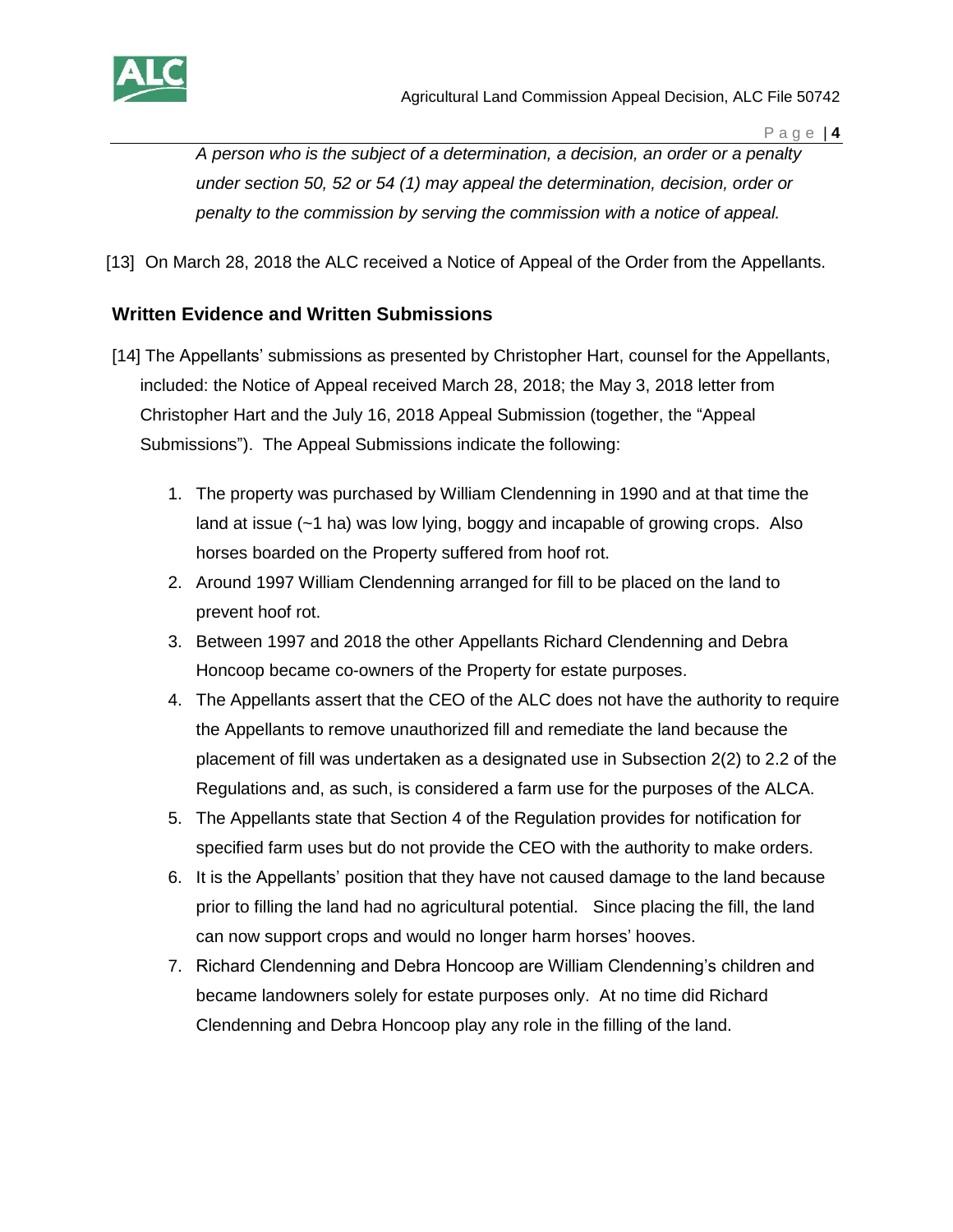*A person who is the subject of a determination, a decision, an order or a penalty under section 50, 52 or 54 (1) may appeal the determination, decision, order or penalty to the commission by serving the commission with a notice of appeal.*

[13] On March 28, 2018 the ALC received a Notice of Appeal of the Order from the Appellants.

## Written Evidence and Written Submissions

[14] The Appellants' submissions as presented by Christopher Hart, counsel for the Appellants, included: the Notice of Appeal received March 28, 2018; the May 3, 2018 letter from Christopher Hart and the July 16, 2018 Appeal Submission (together, the "Appeal Submissions"). The Appeal Submissions indicate the following:

1. The property was purchased by William Clendenning in 1990 and at that time the land at issue (~1 ha) was low lying, boggy and incapable of growing crops. Also horses boarded on the Property suffered from hoof rot.
2. Around 1997 William Clendenning arranged for fill to be placed on the land to prevent hoof rot.
3. Between 1997 and 2018 the other Appellants Richard Clendenning and Debra Honcoop became co-owners of the Property for estate purposes.
4. The Appellants assert that the CEO of the ALC does not have the authority to require the Appellants to remove unauthorized fill and remediate the land because the placement of fill was undertaken as a designated use in Subsection 2(2) to 2.2 of the Regulations and, as such, is considered a farm use for the purposes of the ALCA.
5. The Appellants state that Section 4 of the Regulation provides for notification for specified farm uses but do not provide the CEO with the authority to make orders.
6. It is the Appellants' position that they have not caused damage to the land because prior to filling the land had no agricultural potential. Since placing the fill, the land can now support crops and would no longer harm horses' hooves.
7. Richard Clendenning and Debra Honcoop are William Clendenning's children and became landowners solely for estate purposes only. At no time did Richard Clendenning and Debra Honcoop play any role in the filling of the land.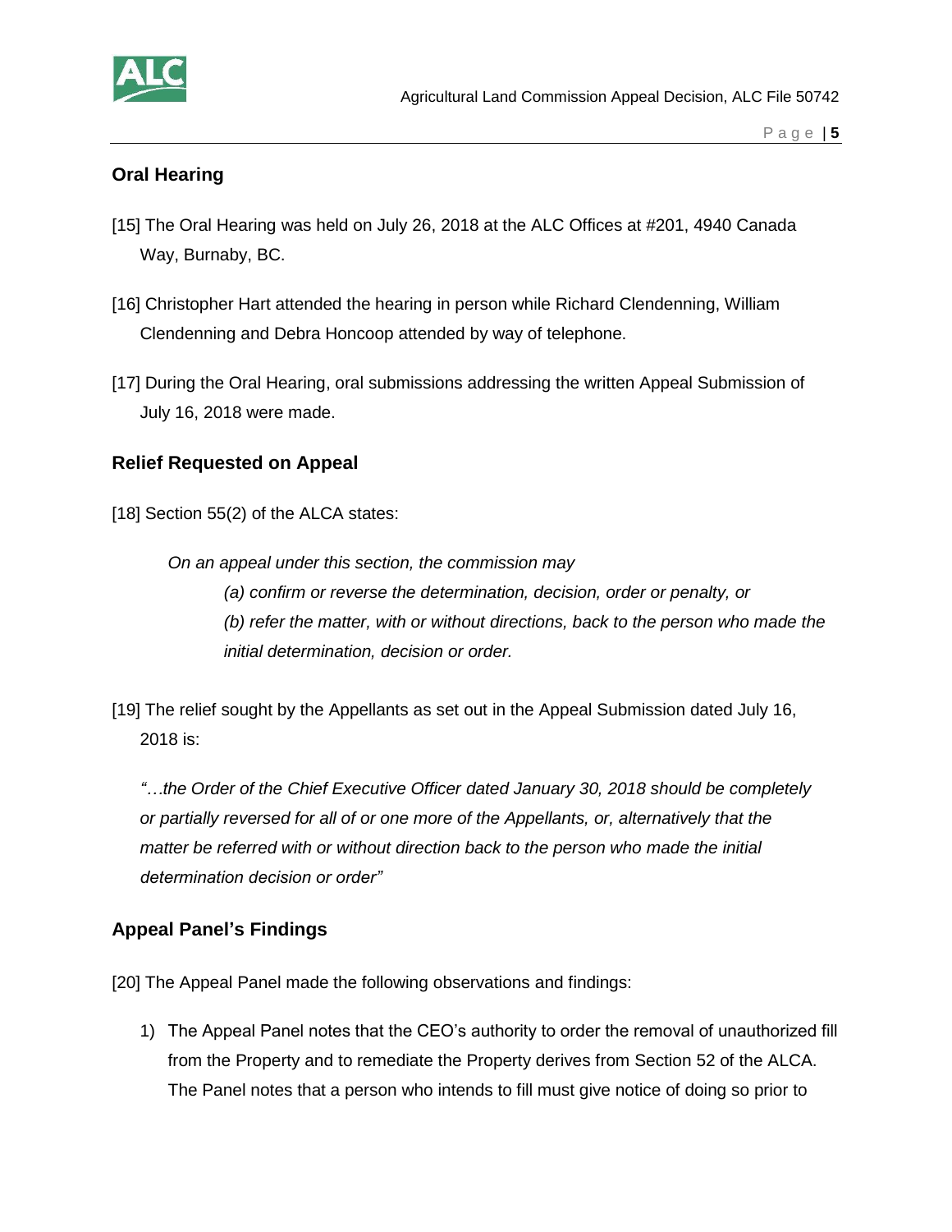## Oral Hearing

[15] The Oral Hearing was held on July 26, 2018 at the ALC Offices at #201, 4940 Canada Way, Burnaby, BC.

[16] Christopher Hart attended the hearing in person while Richard Clendenning, William Clendenning and Debra Honcoop attended by way of telephone.

[17] During the Oral Hearing, oral submissions addressing the written Appeal Submission of July 16, 2018 were made.

## Relief Requested on Appeal

[18] Section 55(2) of the ALCA states:

> *On an appeal under this section, the commission may*
>
> *(a) confirm or reverse the determination, decision, order or penalty, or*
>
> *(b) refer the matter, with or without directions, back to the person who made the initial determination, decision or order.*

[19] The relief sought by the Appellants as set out in the Appeal Submission dated July 16, 2018 is:

*"…the Order of the Chief Executive Officer dated January 30, 2018 should be completely or partially reversed for all of or one more of the Appellants, or, alternatively that the matter be referred with or without direction back to the person who made the initial determination decision or order"*

## Appeal Panel's Findings

[20] The Appeal Panel made the following observations and findings:

1) The Appeal Panel notes that the CEO's authority to order the removal of unauthorized fill from the Property and to remediate the Property derives from Section 52 of the ALCA. The Panel notes that a person who intends to fill must give notice of doing so prior to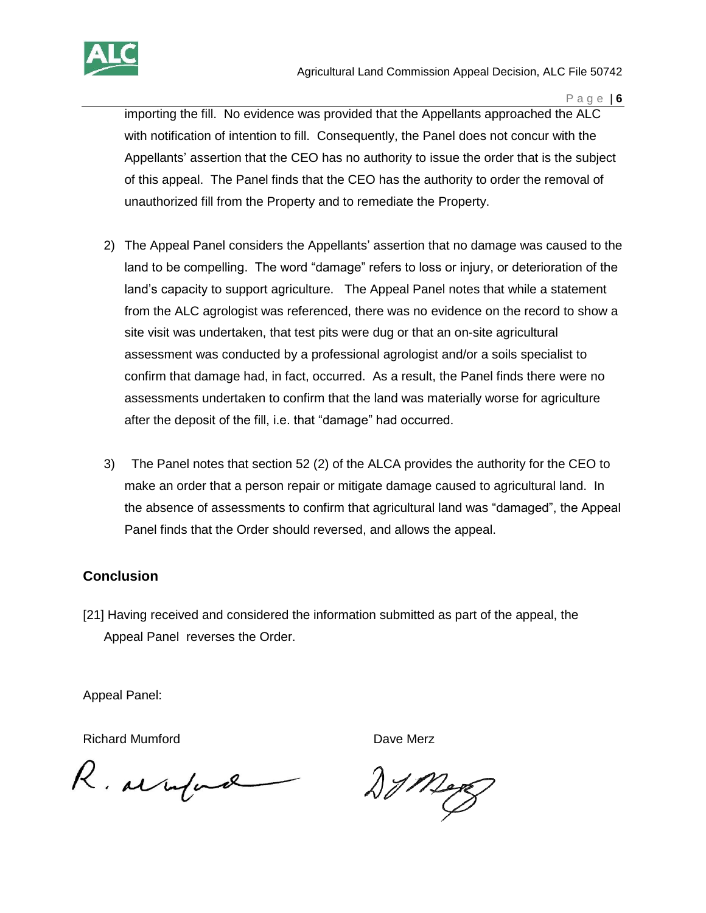importing the fill. No evidence was provided that the Appellants approached the ALC with notification of intention to fill. Consequently, the Panel does not concur with the Appellants' assertion that the CEO has no authority to issue the order that is the subject of this appeal. The Panel finds that the CEO has the authority to order the removal of unauthorized fill from the Property and to remediate the Property.

2) The Appeal Panel considers the Appellants' assertion that no damage was caused to the land to be compelling. The word "damage" refers to loss or injury, or deterioration of the land's capacity to support agriculture. The Appeal Panel notes that while a statement from the ALC agrologist was referenced, there was no evidence on the record to show a site visit was undertaken, that test pits were dug or that an on-site agricultural assessment was conducted by a professional agrologist and/or a soils specialist to confirm that damage had, in fact, occurred. As a result, the Panel finds there were no assessments undertaken to confirm that the land was materially worse for agriculture after the deposit of the fill, i.e. that "damage" had occurred.

3) The Panel notes that section 52 (2) of the ALCA provides the authority for the CEO to make an order that a person repair or mitigate damage caused to agricultural land. In the absence of assessments to confirm that agricultural land was "damaged", the Appeal Panel finds that the Order should reversed, and allows the appeal.

## Conclusion

[21] Having received and considered the information submitted as part of the appeal, the Appeal Panel reverses the Order.

Appeal Panel:

Richard Mumford

Dave Merz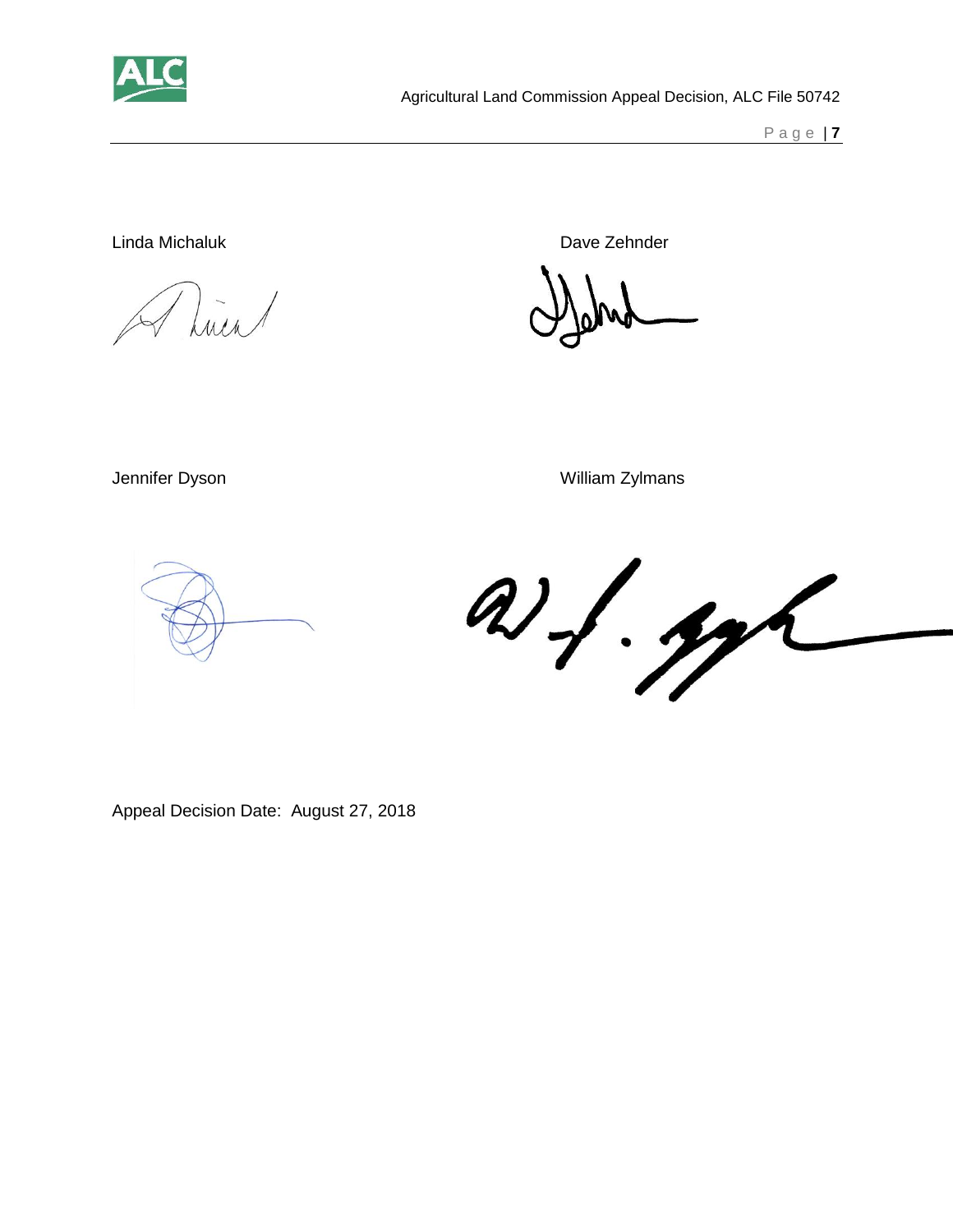Linda Michaluk

Dave Zehnder

Jennifer Dyson

William Zylmans

Appeal Decision Date: August 27, 2018